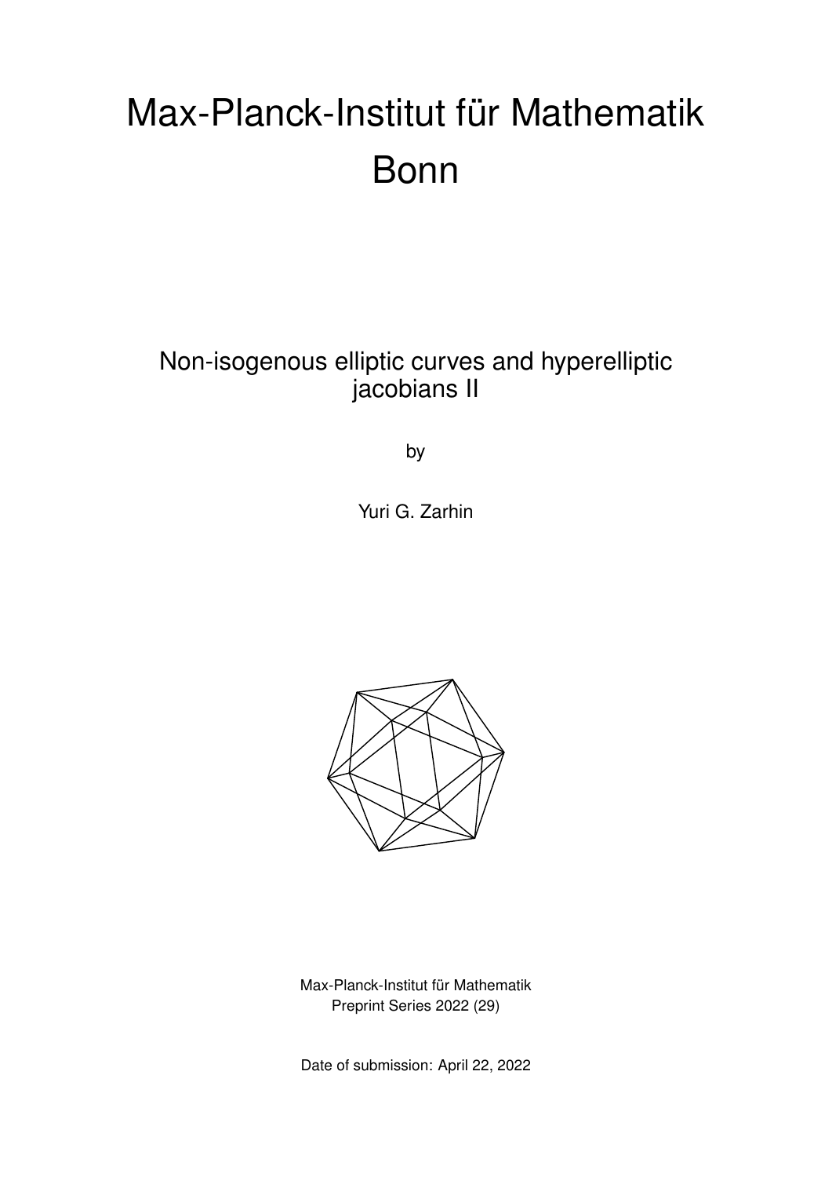# Max-Planck-Institut für Mathematik Bonn

## Non-isogenous elliptic curves and hyperelliptic jacobians II

by

Yuri G. Zarhin

Max-Planck-Institut für Mathematik
Preprint Series 2022 (29)

Date of submission: April 22, 2022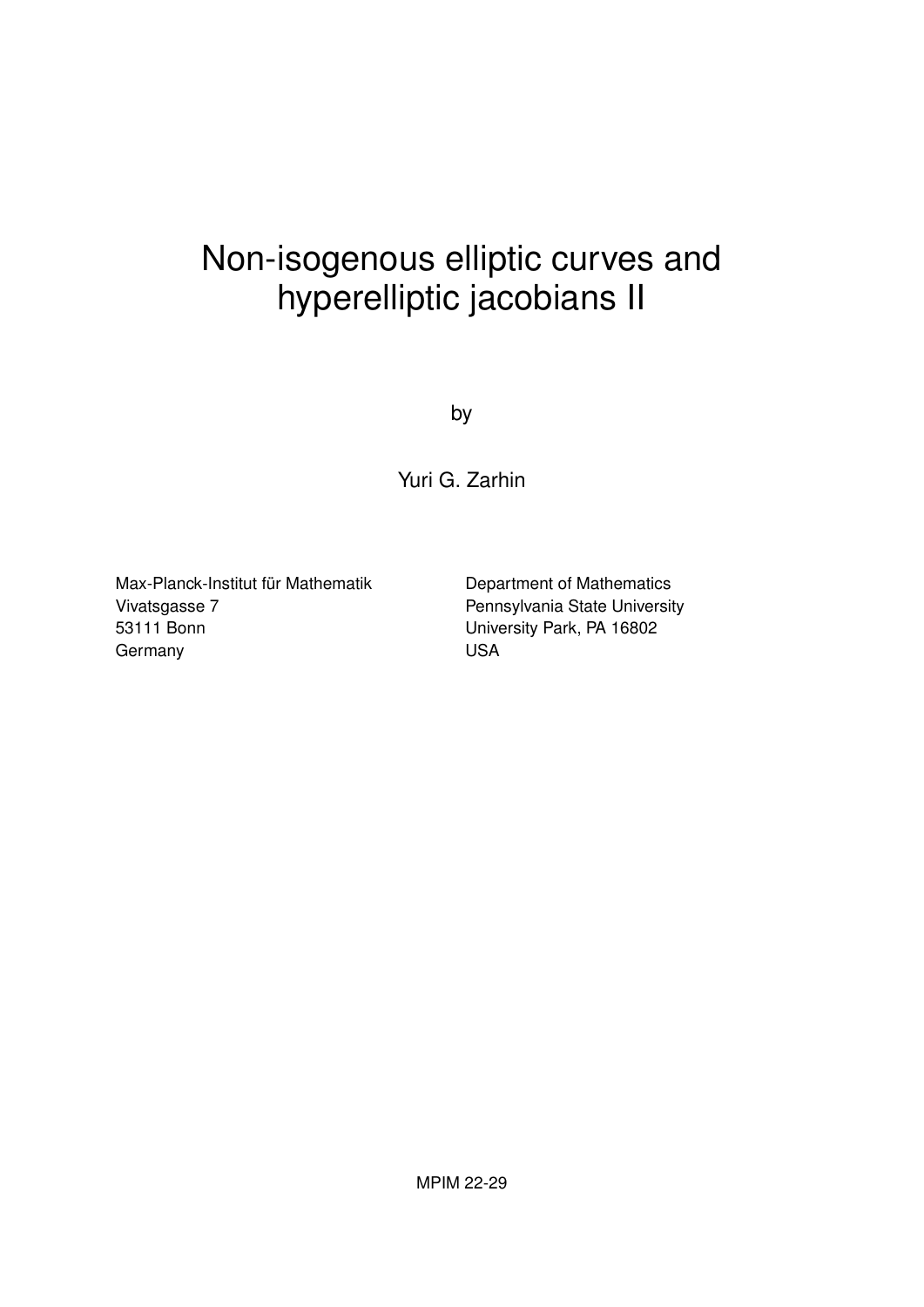# Non-isogenous elliptic curves and hyperelliptic jacobians II

by

Yuri G. Zarhin

Max-Planck-Institut für Mathematik  
Vivatsgasse 7  
53111 Bonn  
Germany

Department of Mathematics  
Pennsylvania State University  
University Park, PA 16802  
USA

MPIM 22-29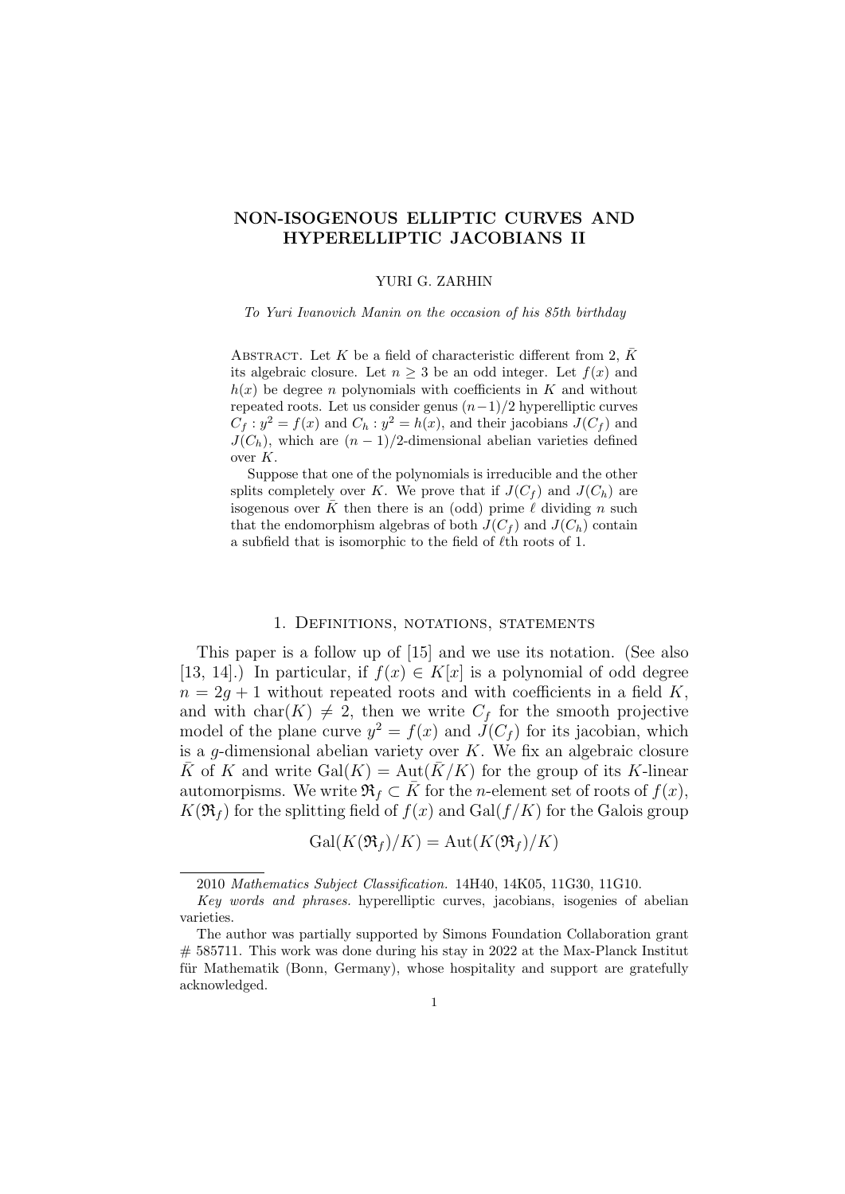# NON-ISOGENOUS ELLIPTIC CURVES AND HYPERELLIPTIC JACOBIANS II

YURI G. ZARHIN

*To Yuri Ivanovich Manin on the occasion of his 85th birthday*

Abstract. Let $K$ be a field of characteristic different from 2, $\bar{K}$ its algebraic closure. Let $n \ge 3$ be an odd integer. Let $f(x)$ and $h(x)$ be degree $n$ polynomials with coefficients in $K$ and without repeated roots. Let us consider genus $(n-1)/2$ hyperelliptic curves $C_f : y^2 = f(x)$ and $C_h : y^2 = h(x)$, and their jacobians $J(C_f)$ and $J(C_h)$, which are $(n-1)/2$-dimensional abelian varieties defined over $K$.

Suppose that one of the polynomials is irreducible and the other splits completely over $K$. We prove that if $J(C_f)$ and $J(C_h)$ are isogenous over $\bar{K}$ then there is an (odd) prime $\ell$ dividing $n$ such that the endomorphism algebras of both $J(C_f)$ and $J(C_h)$ contain a subfield that is isomorphic to the field of $\ell$th roots of 1.

## 1. Definitions, notations, statements

This paper is a follow up of [15] and we use its notation. (See also [13, 14].) In particular, if $f(x) \in K[x]$ is a polynomial of odd degree $n = 2g+1$ without repeated roots and with coefficients in a field $K$, and with $\mathrm{char}(K) \ne 2$, then we write $C_f$ for the smooth projective model of the plane curve $y^2 = f(x)$ and $J(C_f)$ for its jacobian, which is a $g$-dimensional abelian variety over $K$. We fix an algebraic closure $\bar{K}$ of $K$ and write $\mathrm{Gal}(K) = \mathrm{Aut}(\bar{K}/K)$ for the group of its $K$-linear automorpisms. We write $\mathfrak{R}_f \subset \bar{K}$ for the $n$-element set of roots of $f(x)$, $K(\mathfrak{R}_f)$ for the splitting field of $f(x)$ and $\mathrm{Gal}(f/K)$ for the Galois group

$$\mathrm{Gal}(K(\mathfrak{R}_f)/K) = \mathrm{Aut}(K(\mathfrak{R}_f)/K)$$

---

2010 *Mathematics Subject Classification.* 14H40, 14K05, 11G30, 11G10.

*Key words and phrases.* hyperelliptic curves, jacobians, isogenies of abelian varieties.

The author was partially supported by Simons Foundation Collaboration grant # 585711. This work was done during his stay in 2022 at the Max-Planck Institut für Mathematik (Bonn, Germany), whose hospitality and support are gratefully acknowledged.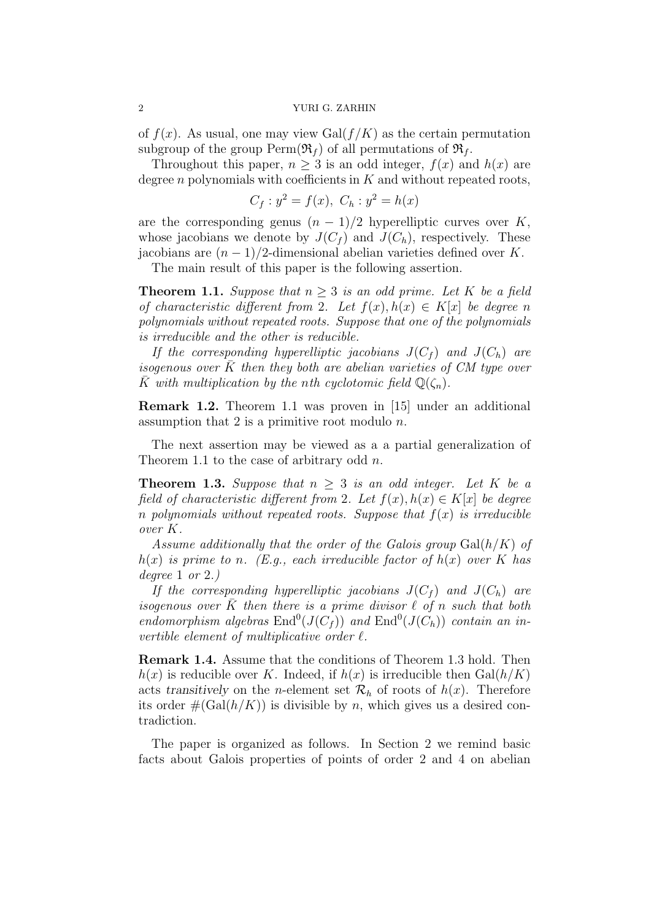of $f(x)$. As usual, one may view $\mathrm{Gal}(f/K)$ as the certain permutation subgroup of the group $\mathrm{Perm}(\mathfrak{R}_f)$ of all permutations of $\mathfrak{R}_f$.

Throughout this paper, $n \ge 3$ is an odd integer, $f(x)$ and $h(x)$ are degree $n$ polynomials with coefficients in $K$ and without repeated roots,

$$C_f : y^2 = f(x),\ C_h : y^2 = h(x)$$

are the corresponding genus $(n-1)/2$ hyperelliptic curves over $K$, whose jacobians we denote by $J(C_f)$ and $J(C_h)$, respectively. These jacobians are $(n-1)/2$-dimensional abelian varieties defined over $K$.

The main result of this paper is the following assertion.

**Theorem 1.1.** *Suppose that $n \ge 3$ is an odd prime. Let $K$ be a field of characteristic different from 2. Let $f(x), h(x) \in K[x]$ be degree $n$ polynomials without repeated roots. Suppose that one of the polynomials is irreducible and the other is reducible.*

*If the corresponding hyperelliptic jacobians $J(C_f)$ and $J(C_h)$ are isogenous over $\bar{K}$ then they both are abelian varieties of CM type over $\bar{K}$ with multiplication by the nth cyclotomic field $\mathbb{Q}(\zeta_n)$.*

**Remark 1.2.** Theorem 1.1 was proven in [15] under an additional assumption that 2 is a primitive root modulo $n$.

The next assertion may be viewed as a a partial generalization of Theorem 1.1 to the case of arbitrary odd $n$.

**Theorem 1.3.** *Suppose that $n \ge 3$ is an odd integer. Let $K$ be a field of characteristic different from 2. Let $f(x), h(x) \in K[x]$ be degree $n$ polynomials without repeated roots. Suppose that $f(x)$ is irreducible over $K$.*

*Assume additionally that the order of the Galois group $\mathrm{Gal}(h/K)$ of $h(x)$ is prime to $n$. (E.g., each irreducible factor of $h(x)$ over $K$ has degree 1 or 2.)*

*If the corresponding hyperelliptic jacobians $J(C_f)$ and $J(C_h)$ are isogenous over $\bar{K}$ then there is a prime divisor $\ell$ of $n$ such that both endomorphism algebras $\mathrm{End}^0(J(C_f))$ and $\mathrm{End}^0(J(C_h))$ contain an invertible element of multiplicative order $\ell$.*

**Remark 1.4.** Assume that the conditions of Theorem 1.3 hold. Then $h(x)$ is reducible over $K$. Indeed, if $h(x)$ is irreducible then $\mathrm{Gal}(h/K)$ acts *transitively* on the $n$-element set $\mathcal{R}_h$ of roots of $h(x)$. Therefore its order $\#(\mathrm{Gal}(h/K))$ is divisible by $n$, which gives us a desired contradiction.

The paper is organized as follows. In Section 2 we remind basic facts about Galois properties of points of order 2 and 4 on abelian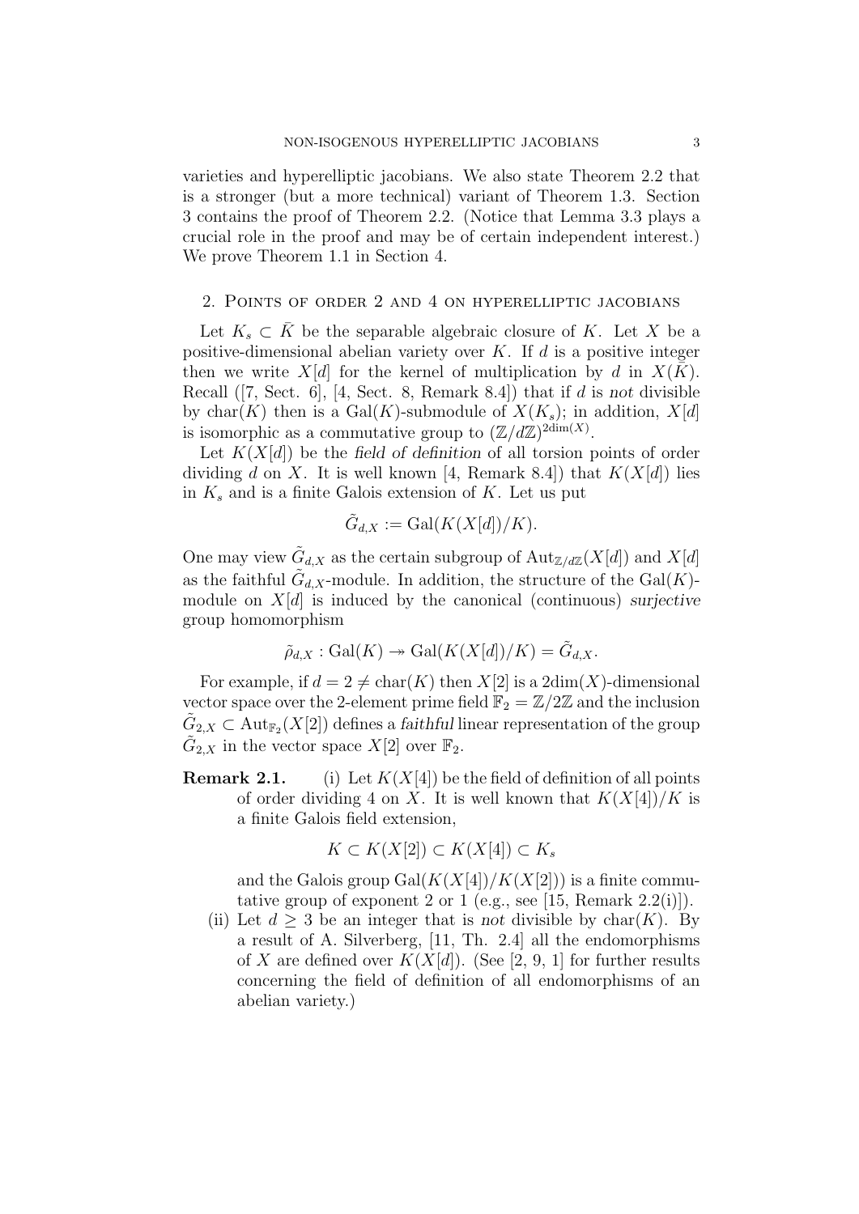varieties and hyperelliptic jacobians. We also state Theorem 2.2 that is a stronger (but a more technical) variant of Theorem 1.3. Section 3 contains the proof of Theorem 2.2. (Notice that Lemma 3.3 plays a crucial role in the proof and may be of certain independent interest.) We prove Theorem 1.1 in Section 4.

## 2. Points of order 2 and 4 on hyperelliptic jacobians

Let $K_s \subset \bar{K}$ be the separable algebraic closure of $K$. Let $X$ be a positive-dimensional abelian variety over $K$. If $d$ is a positive integer then we write $X[d]$ for the kernel of multiplication by $d$ in $X(\bar{K})$. Recall ([7, Sect. 6], [4, Sect. 8, Remark 8.4]) that if $d$ is *not* divisible by $\mathrm{char}(K)$ then is a $\mathrm{Gal}(K)$-submodule of $X(K_s)$; in addition, $X[d]$ is isomorphic as a commutative group to $(\mathbb{Z}/d\mathbb{Z})^{2\dim(X)}$.

Let $K(X[d])$ be the *field of definition* of all torsion points of order dividing $d$ on $X$. It is well known [4, Remark 8.4]) that $K(X[d])$ lies in $K_s$ and is a finite Galois extension of $K$. Let us put

$$\tilde{G}_{d,X} := \mathrm{Gal}(K(X[d])/K).$$

One may view $\tilde{G}_{d,X}$ as the certain subgroup of $\mathrm{Aut}_{\mathbb{Z}/d\mathbb{Z}}(X[d])$ and $X[d]$ as the faithful $\tilde{G}_{d,X}$-module. In addition, the structure of the $\mathrm{Gal}(K)$-module on $X[d]$ is induced by the canonical (continuous) *surjective* group homomorphism

$$\tilde{\rho}_{d,X} : \mathrm{Gal}(K) \twoheadrightarrow \mathrm{Gal}(K(X[d])/K) = \tilde{G}_{d,X}.$$

For example, if $d = 2 \neq \mathrm{char}(K)$ then $X[2]$ is a $2\dim(X)$-dimensional vector space over the 2-element prime field $\mathbb{F}_2 = \mathbb{Z}/2\mathbb{Z}$ and the inclusion $\tilde{G}_{2,X} \subset \mathrm{Aut}_{\mathbb{F}_2}(X[2])$ defines a *faithful* linear representation of the group $\tilde{G}_{2,X}$ in the vector space $X[2]$ over $\mathbb{F}_2$.

**Remark 2.1.**

(i) Let $K(X[4])$ be the field of definition of all points of order dividing 4 on $X$. It is well known that $K(X[4])/K$ is a finite Galois field extension,

$$K \subset K(X[2]) \subset K(X[4]) \subset K_s$$

and the Galois group $\mathrm{Gal}(K(X[4])/K(X[2]))$ is a finite commutative group of exponent 2 or 1 (e.g., see [15, Remark 2.2(i)]).

(ii) Let $d \geq 3$ be an integer that is *not* divisible by $\mathrm{char}(K)$. By a result of A. Silverberg, [11, Th. 2.4] all the endomorphisms of $X$ are defined over $K(X[d])$. (See [2, 9, 1] for further results concerning the field of definition of all endomorphisms of an abelian variety.)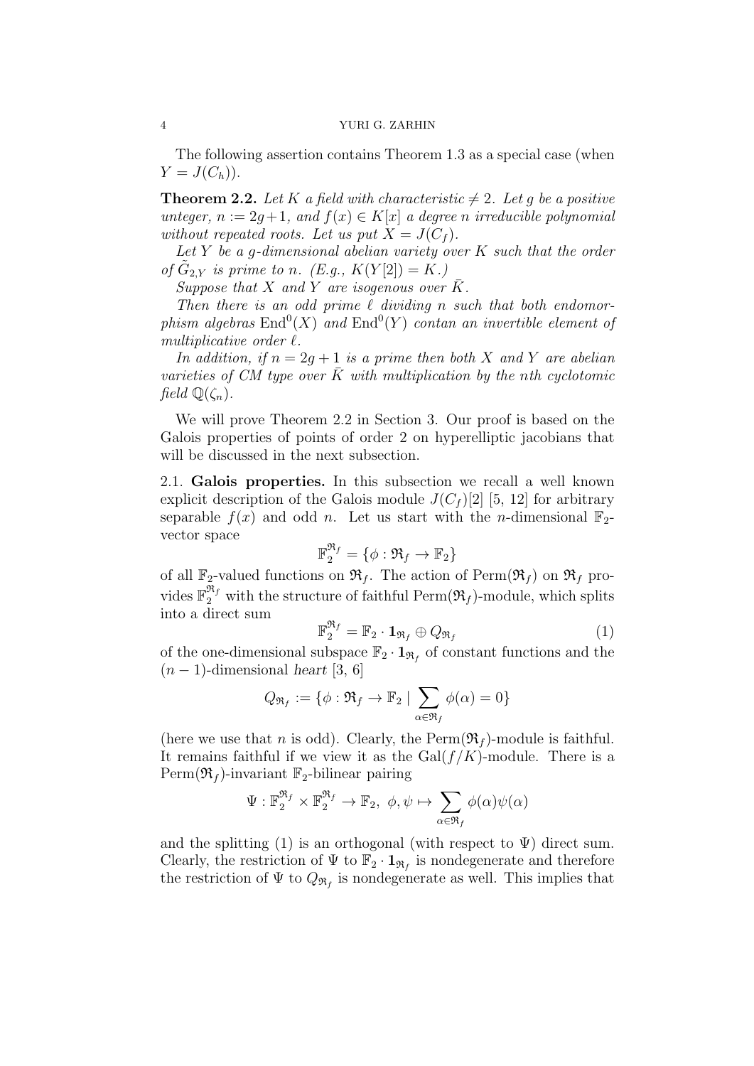The following assertion contains Theorem 1.3 as a special case (when $Y = J(C_h)$).

**Theorem 2.2.** *Let $K$ a field with characteristic $\ne 2$. Let $g$ be a positive unteger, $n := 2g+1$, and $f(x) \in K[x]$ a degree $n$ irreducible polynomial without repeated roots. Let us put $X = J(C_f)$.*

*Let $Y$ be a $g$-dimensional abelian variety over $K$ such that the order of $\tilde{G}_{2,Y}$ is prime to $n$. (E.g., $K(Y[2]) = K$.)*

*Suppose that $X$ and $Y$ are isogenous over $\bar{K}$.*

*Then there is an odd prime $\ell$ dividing $n$ such that both endomorphism algebras $\operatorname{End}^0(X)$ and $\operatorname{End}^0(Y)$ contan an invertible element of multiplicative order $\ell$.*

*In addition, if $n = 2g+1$ is a prime then both $X$ and $Y$ are abelian varieties of CM type over $\bar{K}$ with multiplication by the $n$th cyclotomic field $\mathbb{Q}(\zeta_n)$.*

We will prove Theorem 2.2 in Section 3. Our proof is based on the Galois properties of points of order 2 on hyperelliptic jacobians that will be discussed in the next subsection.

2.1. **Galois properties.** In this subsection we recall a well known explicit description of the Galois module $J(C_f)[2]$ [5, 12] for arbitrary separable $f(x)$ and odd $n$. Let us start with the $n$-dimensional $\mathbb{F}_2$-vector space

$$\mathbb{F}_2^{\mathfrak{R}_f} = \{\phi : \mathfrak{R}_f \to \mathbb{F}_2\}$$

of all $\mathbb{F}_2$-valued functions on $\mathfrak{R}_f$. The action of $\operatorname{Perm}(\mathfrak{R}_f)$ on $\mathfrak{R}_f$ provides $\mathbb{F}_2^{\mathfrak{R}_f}$ with the structure of faithful $\operatorname{Perm}(\mathfrak{R}_f)$-module, which splits into a direct sum

$$\mathbb{F}_2^{\mathfrak{R}_f} = \mathbb{F}_2 \cdot \mathbf{1}_{\mathfrak{R}_f} \oplus Q_{\mathfrak{R}_f} \tag{1}$$

of the one-dimensional subspace $\mathbb{F}_2 \cdot \mathbf{1}_{\mathfrak{R}_f}$ of constant functions and the $(n-1)$-dimensional *heart* [3, 6]

$$Q_{\mathfrak{R}_f} := \{\phi : \mathfrak{R}_f \to \mathbb{F}_2 \mid \sum_{\alpha \in \mathfrak{R}_f} \phi(\alpha) = 0\}$$

(here we use that $n$ is odd). Clearly, the $\operatorname{Perm}(\mathfrak{R}_f)$-module is faithful. It remains faithful if we view it as the $\operatorname{Gal}(f/K)$-module. There is a $\operatorname{Perm}(\mathfrak{R}_f)$-invariant $\mathbb{F}_2$-bilinear pairing

$$\Psi : \mathbb{F}_2^{\mathfrak{R}_f} \times \mathbb{F}_2^{\mathfrak{R}_f} \to \mathbb{F}_2, \ \phi, \psi \mapsto \sum_{\alpha \in \mathfrak{R}_f} \phi(\alpha)\psi(\alpha)$$

and the splitting (1) is an orthogonal (with respect to $\Psi$) direct sum. Clearly, the restriction of $\Psi$ to $\mathbb{F}_2 \cdot \mathbf{1}_{\mathfrak{R}_f}$ is nondegenerate and therefore the restriction of $\Psi$ to $Q_{\mathfrak{R}_f}$ is nondegenerate as well. This implies that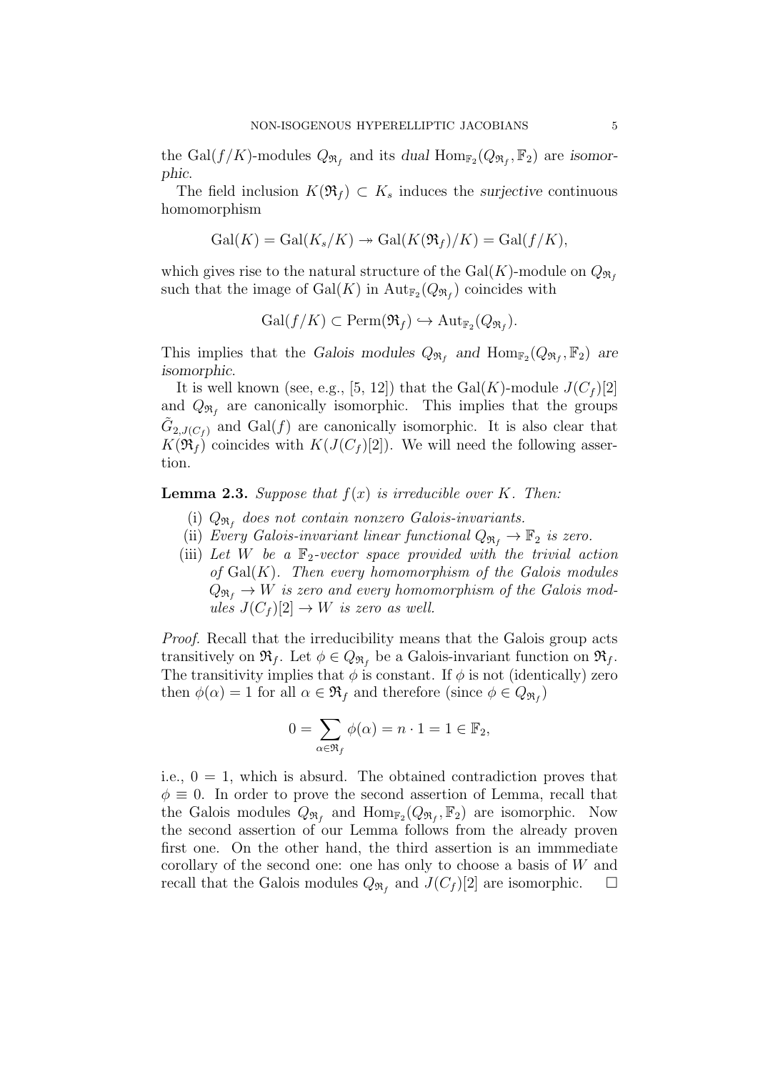the $\mathrm{Gal}(f/K)$-modules $Q_{\mathfrak{R}_f}$ and its *dual* $\mathrm{Hom}_{\mathbb{F}_2}(Q_{\mathfrak{R}_f}, \mathbb{F}_2)$ are *isomorphic*.

The field inclusion $K(\mathfrak{R}_f) \subset K_s$ induces the *surjective* continuous homomorphism

$$\mathrm{Gal}(K) = \mathrm{Gal}(K_s/K) \twoheadrightarrow \mathrm{Gal}(K(\mathfrak{R}_f)/K) = \mathrm{Gal}(f/K),$$

which gives rise to the natural structure of the $\mathrm{Gal}(K)$-module on $Q_{\mathfrak{R}_f}$ such that the image of $\mathrm{Gal}(K)$ in $\mathrm{Aut}_{\mathbb{F}_2}(Q_{\mathfrak{R}_f})$ coincides with

$$\mathrm{Gal}(f/K) \subset \mathrm{Perm}(\mathfrak{R}_f) \hookrightarrow \mathrm{Aut}_{\mathbb{F}_2}(Q_{\mathfrak{R}_f}).$$

This implies that the *Galois modules* $Q_{\mathfrak{R}_f}$ *and* $\mathrm{Hom}_{\mathbb{F}_2}(Q_{\mathfrak{R}_f}, \mathbb{F}_2)$ *are isomorphic*.

It is well known (see, e.g., [5, 12]) that the $\mathrm{Gal}(K)$-module $J(C_f)[2]$ and $Q_{\mathfrak{R}_f}$ are canonically isomorphic. This implies that the groups $\tilde{G}_{2,J(C_f)}$ and $\mathrm{Gal}(f)$ are canonically isomorphic. It is also clear that $K(\mathfrak{R}_f)$ coincides with $K(J(C_f)[2])$. We will need the following assertion.

**Lemma 2.3.** *Suppose that $f(x)$ is irreducible over $K$. Then:*

- (i) *$Q_{\mathfrak{R}_f}$ does not contain nonzero Galois-invariants.*
- (ii) *Every Galois-invariant linear functional $Q_{\mathfrak{R}_f} \to \mathbb{F}_2$ is zero.*
- (iii) *Let $W$ be a $\mathbb{F}_2$-vector space provided with the trivial action of $\mathrm{Gal}(K)$. Then every homomorphism of the Galois modules $Q_{\mathfrak{R}_f} \to W$ is zero and every homomorphism of the Galois modules $J(C_f)[2] \to W$ is zero as well.*

*Proof.* Recall that the irreducibility means that the Galois group acts transitively on $\mathfrak{R}_f$. Let $\phi \in Q_{\mathfrak{R}_f}$ be a Galois-invariant function on $\mathfrak{R}_f$. The transitivity implies that $\phi$ is constant. If $\phi$ is not (identically) zero then $\phi(\alpha) = 1$ for all $\alpha \in \mathfrak{R}_f$ and therefore (since $\phi \in Q_{\mathfrak{R}_f}$)

$$0 = \sum_{\alpha \in \mathfrak{R}_f} \phi(\alpha) = n \cdot 1 = 1 \in \mathbb{F}_2,$$

i.e., $0 = 1$, which is absurd. The obtained contradiction proves that $\phi \equiv 0$. In order to prove the second assertion of Lemma, recall that the Galois modules $Q_{\mathfrak{R}_f}$ and $\mathrm{Hom}_{\mathbb{F}_2}(Q_{\mathfrak{R}_f}, \mathbb{F}_2)$ are isomorphic. Now the second assertion of our Lemma follows from the already proven first one. On the other hand, the third assertion is an immmediate corollary of the second one: one has only to choose a basis of $W$ and recall that the Galois modules $Q_{\mathfrak{R}_f}$ and $J(C_f)[2]$ are isomorphic. $\square$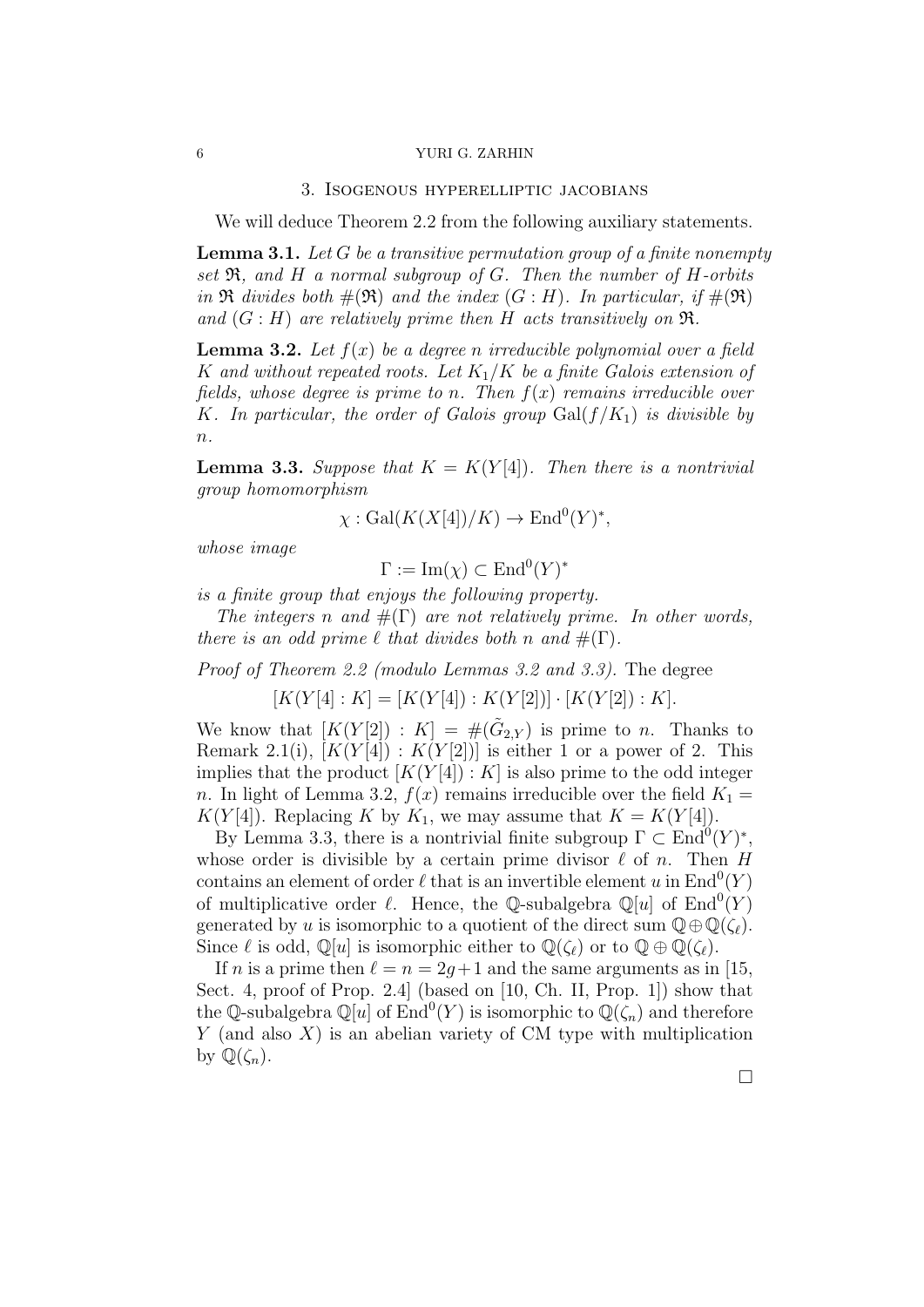## 3. Isogenous hyperelliptic jacobians

We will deduce Theorem 2.2 from the following auxiliary statements.

**Lemma 3.1.** *Let $G$ be a transitive permutation group of a finite nonempty set $\mathfrak{R}$, and $H$ a normal subgroup of $G$. Then the number of $H$-orbits in $\mathfrak{R}$ divides both $\#(\mathfrak{R})$ and the index $(G:H)$. In particular, if $\#(\mathfrak{R})$ and $(G:H)$ are relatively prime then $H$ acts transitively on $\mathfrak{R}$.*

**Lemma 3.2.** *Let $f(x)$ be a degree $n$ irreducible polynomial over a field $K$ and without repeated roots. Let $K_1/K$ be a finite Galois extension of fields, whose degree is prime to $n$. Then $f(x)$ remains irreducible over $K$. In particular, the order of Galois group $\mathrm{Gal}(f/K_1)$ is divisible by $n$.*

**Lemma 3.3.** *Suppose that $K = K(Y[4])$. Then there is a nontrivial group homomorphism*

$$\chi : \mathrm{Gal}(K(X[4])/K) \to \mathrm{End}^0(Y)^*,$$

*whose image*

$$\Gamma := \mathrm{Im}(\chi) \subset \mathrm{End}^0(Y)^*$$

*is a finite group that enjoys the following property.*

*The integers $n$ and $\#(\Gamma)$ are not relatively prime. In other words, there is an odd prime $\ell$ that divides both $n$ and $\#(\Gamma)$.*

*Proof of Theorem 2.2 (modulo Lemmas 3.2 and 3.3).* The degree

$$[K(Y[4]:K] = [K(Y[4]) : K(Y[2])] \cdot [K(Y[2]) : K].$$

We know that $[K(Y[2]) : K] = \#(\tilde{G}_{2,Y})$ is prime to $n$. Thanks to Remark 2.1(i), $[K(Y[4]) : K(Y[2])]$ is either 1 or a power of 2. This implies that the product $[K(Y[4]) : K]$ is also prime to the odd integer $n$. In light of Lemma 3.2, $f(x)$ remains irreducible over the field $K_1 = K(Y[4])$. Replacing $K$ by $K_1$, we may assume that $K = K(Y[4])$.

By Lemma 3.3, there is a nontrivial finite subgroup $\Gamma \subset \mathrm{End}^0(Y)^*$, whose order is divisible by a certain prime divisor $\ell$ of $n$. Then $H$ contains an element of order $\ell$ that is an invertible element $u$ in $\mathrm{End}^0(Y)$ of multiplicative order $\ell$. Hence, the $\mathbb{Q}$-subalgebra $\mathbb{Q}[u]$ of $\mathrm{End}^0(Y)$ generated by $u$ is isomorphic to a quotient of the direct sum $\mathbb{Q} \oplus \mathbb{Q}(\zeta_\ell)$. Since $\ell$ is odd, $\mathbb{Q}[u]$ is isomorphic either to $\mathbb{Q}(\zeta_\ell)$ or to $\mathbb{Q} \oplus \mathbb{Q}(\zeta_\ell)$.

If $n$ is a prime then $\ell = n = 2g+1$ and the same arguments as in [15, Sect. 4, proof of Prop. 2.4] (based on [10, Ch. II, Prop. 1]) show that the $\mathbb{Q}$-subalgebra $\mathbb{Q}[u]$ of $\mathrm{End}^0(Y)$ is isomorphic to $\mathbb{Q}(\zeta_n)$ and therefore $Y$ (and also $X$) is an abelian variety of CM type with multiplication by $\mathbb{Q}(\zeta_n)$.

□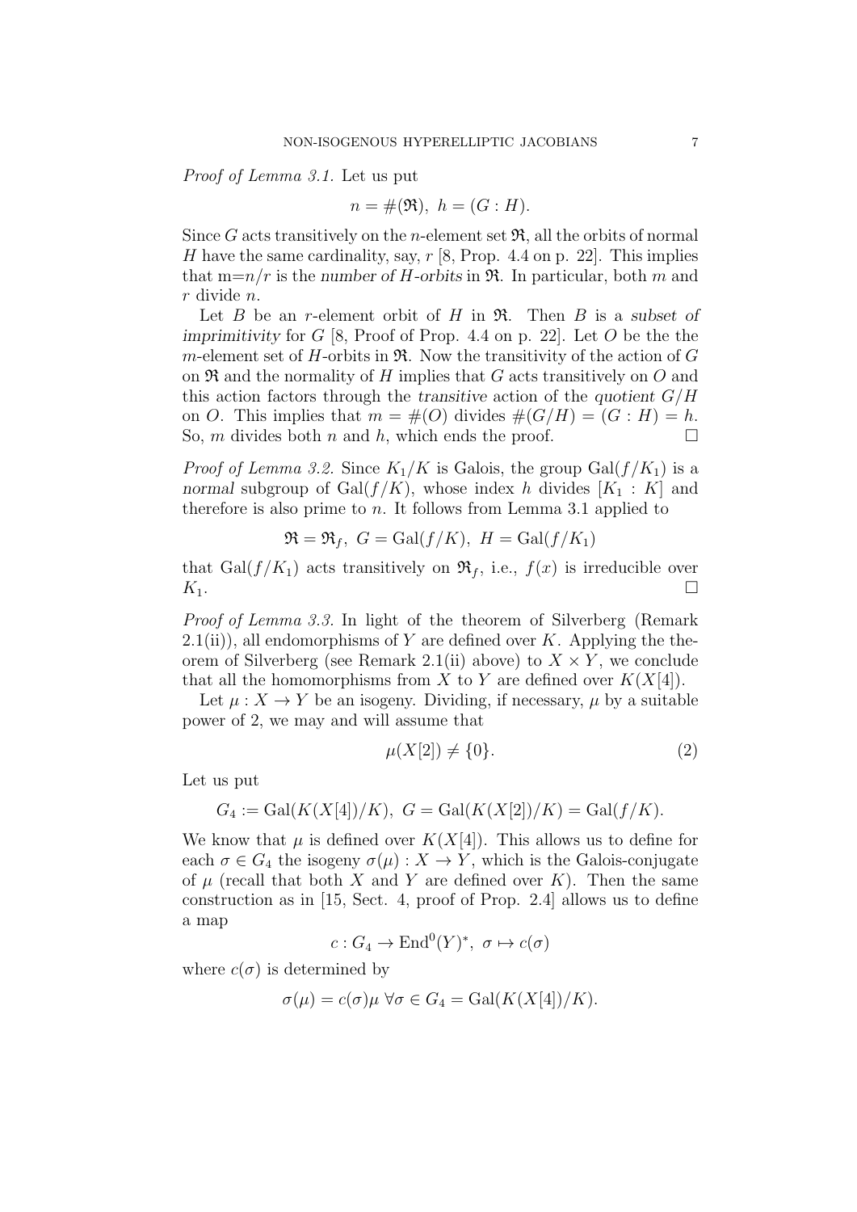*Proof of Lemma 3.1.* Let us put

$$n = \#(\mathfrak{R}),\ h = (G : H).$$

Since $G$ acts transitively on the $n$-element set $\mathfrak{R}$, all the orbits of normal $H$ have the same cardinality, say, $r$ [8, Prop. 4.4 on p. 22]. This implies that m=$n/r$ is the *number of $H$-orbits* in $\mathfrak{R}$. In particular, both $m$ and $r$ divide $n$.

Let $B$ be an $r$-element orbit of $H$ in $\mathfrak{R}$. Then $B$ is a *subset of imprimitivity* for $G$ [8, Proof of Prop. 4.4 on p. 22]. Let $O$ be the the $m$-element set of $H$-orbits in $\mathfrak{R}$. Now the transitivity of the action of $G$ on $\mathfrak{R}$ and the normality of $H$ implies that $G$ acts transitively on $O$ and this action factors through the *transitive* action of the *quotient* $G/H$ on $O$. This implies that $m = \#(O)$ divides $\#(G/H) = (G : H) = h$. So, $m$ divides both $n$ and $h$, which ends the proof. $\square$

*Proof of Lemma 3.2.* Since $K_1/K$ is Galois, the group $\mathrm{Gal}(f/K_1)$ is a *normal* subgroup of $\mathrm{Gal}(f/K)$, whose index $h$ divides $[K_1 : K]$ and therefore is also prime to $n$. It follows from Lemma 3.1 applied to

$$\mathfrak{R} = \mathfrak{R}_f,\ G = \mathrm{Gal}(f/K),\ H = \mathrm{Gal}(f/K_1)$$

that $\mathrm{Gal}(f/K_1)$ acts transitively on $\mathfrak{R}_f$, i.e., $f(x)$ is irreducible over $K_1$. $\square$

*Proof of Lemma 3.3.* In light of the theorem of Silverberg (Remark 2.1(ii)), all endomorphisms of $Y$ are defined over $K$. Applying the theorem of Silverberg (see Remark 2.1(ii) above) to $X \times Y$, we conclude that all the homomorphisms from $X$ to $Y$ are defined over $K(X[4])$.

Let $\mu : X \to Y$ be an isogeny. Dividing, if necessary, $\mu$ by a suitable power of 2, we may and will assume that

$$\mu(X[2]) \neq \{0\}. \tag{2}$$

Let us put

$$G_4 := \mathrm{Gal}(K(X[4])/K),\ G = \mathrm{Gal}(K(X[2])/K) = \mathrm{Gal}(f/K).$$

We know that $\mu$ is defined over $K(X[4])$. This allows us to define for each $\sigma \in G_4$ the isogeny $\sigma(\mu) : X \to Y$, which is the Galois-conjugate of $\mu$ (recall that both $X$ and $Y$ are defined over $K$). Then the same construction as in [15, Sect. 4, proof of Prop. 2.4] allows us to define a map

$$c : G_4 \to \mathrm{End}^0(Y)^*,\ \sigma \mapsto c(\sigma)$$

where $c(\sigma)$ is determined by

$$\sigma(\mu) = c(\sigma)\mu\ \forall \sigma \in G_4 = \mathrm{Gal}(K(X[4])/K).$$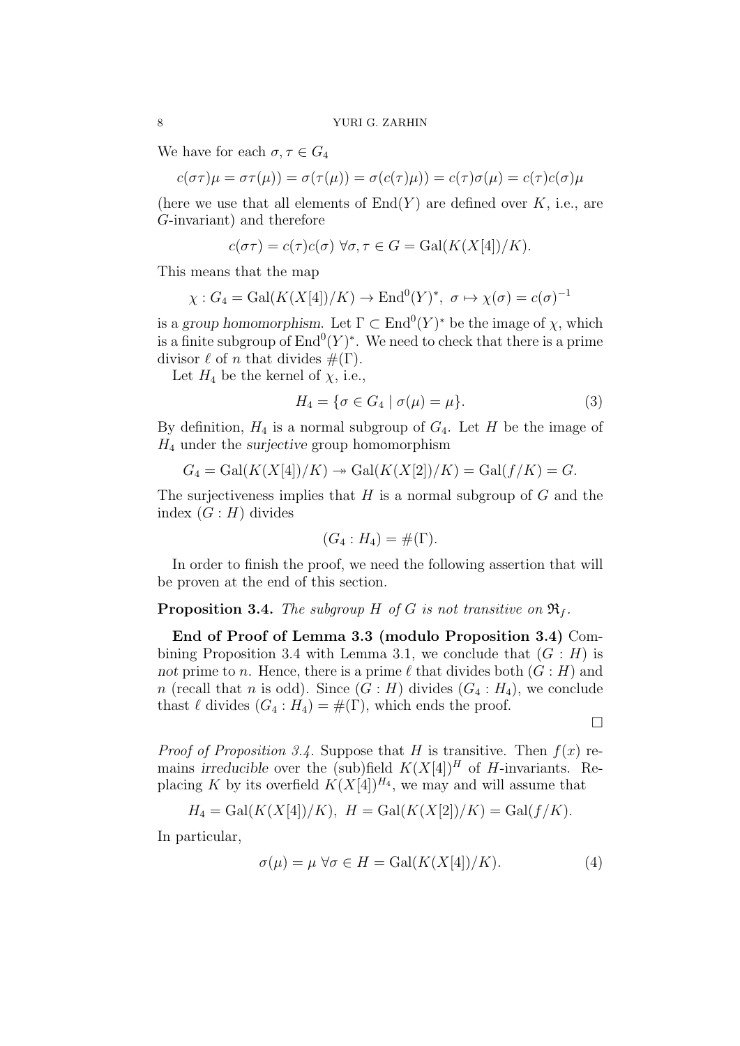We have for each $\sigma, \tau \in G_4$

$$c(\sigma\tau)\mu = \sigma\tau(\mu)) = \sigma(\tau(\mu)) = \sigma(c(\tau)\mu)) = c(\tau)\sigma(\mu) = c(\tau)c(\sigma)\mu$$

(here we use that all elements of $\mathrm{End}(Y)$ are defined over $K$, i.e., are $G$-invariant) and therefore

$$c(\sigma\tau) = c(\tau)c(\sigma) \ \forall \sigma, \tau \in G = \mathrm{Gal}(K(X[4])/K).$$

This means that the map

$$\chi : G_4 = \mathrm{Gal}(K(X[4])/K) \to \mathrm{End}^0(Y)^*, \ \sigma \mapsto \chi(\sigma) = c(\sigma)^{-1}$$

is a *group homomorphism*. Let $\Gamma \subset \mathrm{End}^0(Y)^*$ be the image of $\chi$, which is a finite subgroup of $\mathrm{End}^0(Y)^*$. We need to check that there is a prime divisor $\ell$ of $n$ that divides $\#(\Gamma)$.

Let $H_4$ be the kernel of $\chi$, i.e.,

$$H_4 = \{\sigma \in G_4 \mid \sigma(\mu) = \mu\}. \tag{3}$$

By definition, $H_4$ is a normal subgroup of $G_4$. Let $H$ be the image of $H_4$ under the *surjective* group homomorphism

$$G_4 = \mathrm{Gal}(K(X[4])/K) \twoheadrightarrow \mathrm{Gal}(K(X[2])/K) = \mathrm{Gal}(f/K) = G.$$

The surjectiveness implies that $H$ is a normal subgroup of $G$ and the index $(G : H)$ divides

$$(G_4 : H_4) = \#(\Gamma).$$

In order to finish the proof, we need the following assertion that will be proven at the end of this section.

**Proposition 3.4.** *The subgroup $H$ of $G$ is not transitive on $\mathfrak{R}_f$.*

**End of Proof of Lemma 3.3 (modulo Proposition 3.4)** Combining Proposition 3.4 with Lemma 3.1, we conclude that $(G : H)$ is *not* prime to $n$. Hence, there is a prime $\ell$ that divides both $(G : H)$ and $n$ (recall that $n$ is odd). Since $(G : H)$ divides $(G_4 : H_4)$, we conclude thast $\ell$ divides $(G_4 : H_4) = \#(\Gamma)$, which ends the proof.

$\square$

*Proof of Proposition 3.4.* Suppose that $H$ is transitive. Then $f(x)$ remains *irreducible* over the (sub)field $K(X[4])^H$ of $H$-invariants. Replacing $K$ by its overfield $K(X[4])^{H_4}$, we may and will assume that

$$H_4 = \mathrm{Gal}(K(X[4])/K), \ H = \mathrm{Gal}(K(X[2])/K) = \mathrm{Gal}(f/K).$$

In particular,

$$\sigma(\mu) = \mu \ \forall \sigma \in H = \mathrm{Gal}(K(X[4])/K). \tag{4}$$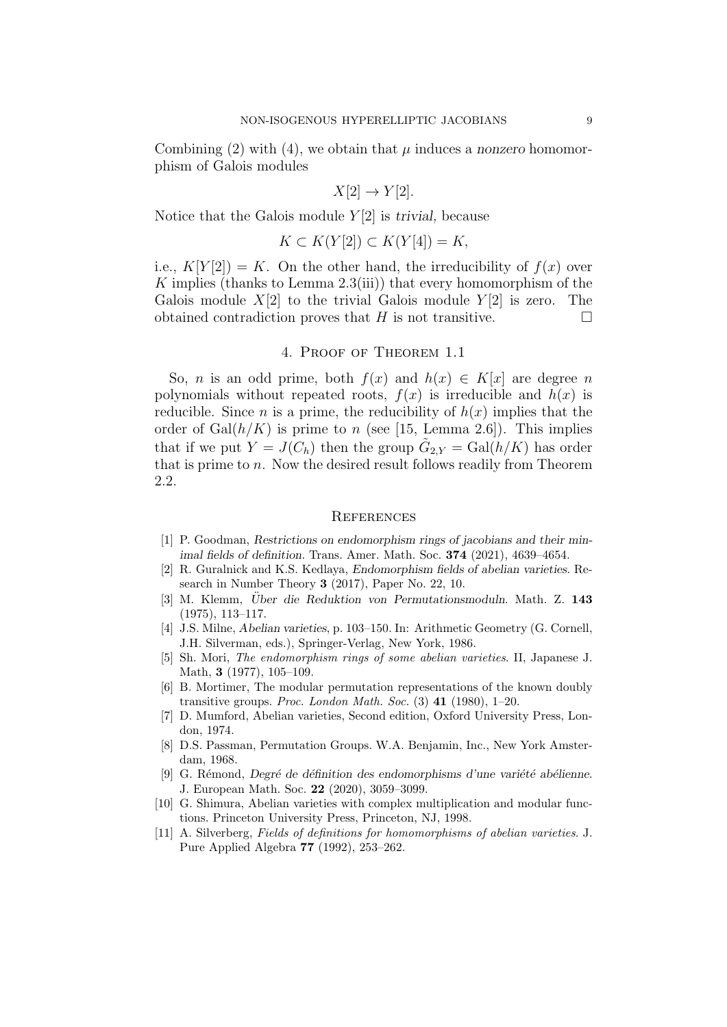Combining (2) with (4), we obtain that $\mu$ induces a *nonzero* homomorphism of Galois modules

$$X[2] \to Y[2].$$

Notice that the Galois module $Y[2]$ is *trivial*, because

$$K \subset K(Y[2]) \subset K(Y[4]) = K,$$

i.e., $K[Y[2]) = K$. On the other hand, the irreducibility of $f(x)$ over $K$ implies (thanks to Lemma 2.3(iii)) that every homomorphism of the Galois module $X[2]$ to the trivial Galois module $Y[2]$ is zero. The obtained contradiction proves that $H$ is not transitive. $\square$

## 4. Proof of Theorem 1.1

So, $n$ is an odd prime, both $f(x)$ and $h(x) \in K[x]$ are degree $n$ polynomials without repeated roots, $f(x)$ is irreducible and $h(x)$ is reducible. Since $n$ is a prime, the reducibility of $h(x)$ implies that the order of $\mathrm{Gal}(h/K)$ is prime to $n$ (see [15, Lemma 2.6]). This implies that if we put $Y = J(C_h)$ then the group $\tilde{G}_{2,Y} = \mathrm{Gal}(h/K)$ has order that is prime to $n$. Now the desired result follows readily from Theorem 2.2.

## References

[1] P. Goodman, *Restrictions on endomorphism rings of jacobians and their minimal fields of definition*. Trans. Amer. Math. Soc. **374** (2021), 4639–4654.

[2] R. Guralnick and K.S. Kedlaya, *Endomorphism fields of abelian varieties*. Research in Number Theory **3** (2017), Paper No. 22, 10.

[3] M. Klemm, *Über die Reduktion von Permutationsmoduln*. Math. Z. **143** (1975), 113–117.

[4] J.S. Milne, *Abelian varieties*, p. 103–150. In: Arithmetic Geometry (G. Cornell, J.H. Silverman, eds.), Springer-Verlag, New York, 1986.

[5] Sh. Mori, *The endomorphism rings of some abelian varieties*. II, Japanese J. Math, **3** (1977), 105–109.

[6] B. Mortimer, The modular permutation representations of the known doubly transitive groups. *Proc. London Math. Soc.* (3) **41** (1980), 1–20.

[7] D. Mumford, Abelian varieties, Second edition, Oxford University Press, London, 1974.

[8] D.S. Passman, Permutation Groups. W.A. Benjamin, Inc., New York Amsterdam, 1968.

[9] G. Rémond, *Degré de définition des endomorphisms d'une variété abélienne*. J. European Math. Soc. **22** (2020), 3059–3099.

[10] G. Shimura, Abelian varieties with complex multiplication and modular functions. Princeton University Press, Princeton, NJ, 1998.

[11] A. Silverberg, *Fields of definitions for homomorphisms of abelian varieties*. J. Pure Applied Algebra **77** (1992), 253–262.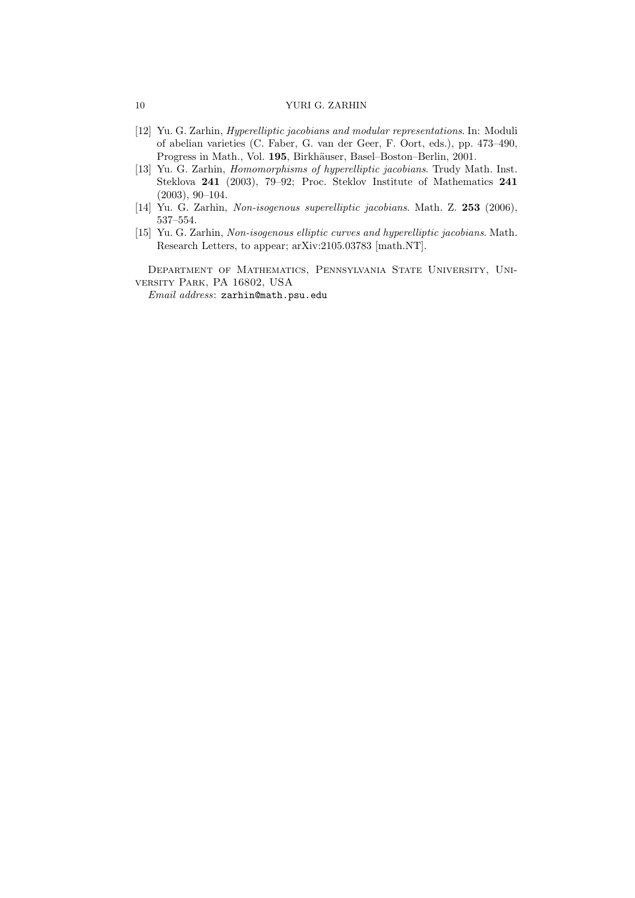[12] Yu. G. Zarhin, *Hyperelliptic jacobians and modular representations*. In: Moduli of abelian varieties (C. Faber, G. van der Geer, F. Oort, eds.), pp. 473–490, Progress in Math., Vol. **195**, Birkhäuser, Basel–Boston–Berlin, 2001.

[13] Yu. G. Zarhin, *Homomorphisms of hyperelliptic jacobians*. Trudy Math. Inst. Steklova **241** (2003), 79–92; Proc. Steklov Institute of Mathematics **241** (2003), 90–104.

[14] Yu. G. Zarhin, *Non-isogenous superelliptic jacobians*. Math. Z. **253** (2006), 537–554.

[15] Yu. G. Zarhin, *Non-isogenous elliptic curves and hyperelliptic jacobians*. Math. Research Letters, to appear; arXiv:2105.03783 [math.NT].

Department of Mathematics, Pennsylvania State University, University Park, PA 16802, USA

*Email address*: `zarhin@math.psu.edu`